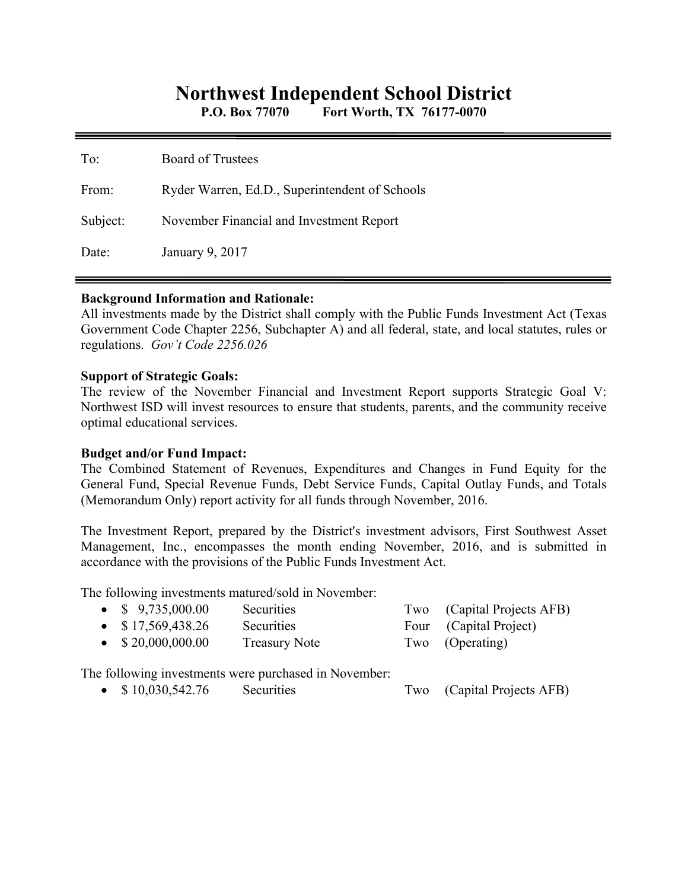# Northwest Independent School District

**P.O. Box 77070 Fort Worth, TX 76177-0070**

---

To: Board of Trustees

From: Ryder Warren, Ed.D., Superintendent of Schools

Subject: November Financial and Investment Report

Date: January 9, 2017

---

**Background Information and Rationale:**
All investments made by the District shall comply with the Public Funds Investment Act (Texas Government Code Chapter 2256, Subchapter A) and all federal, state, and local statutes, rules or regulations. *Gov't Code 2256.026*

**Support of Strategic Goals:**
The review of the November Financial and Investment Report supports Strategic Goal V: Northwest ISD will invest resources to ensure that students, parents, and the community receive optimal educational services.

**Budget and/or Fund Impact:**
The Combined Statement of Revenues, Expenditures and Changes in Fund Equity for the General Fund, Special Revenue Funds, Debt Service Funds, Capital Outlay Funds, and Totals (Memorandum Only) report activity for all funds through November, 2016.

The Investment Report, prepared by the District's investment advisors, First Southwest Asset Management, Inc., encompasses the month ending November, 2016, and is submitted in accordance with the provisions of the Public Funds Investment Act.

The following investments matured/sold in November:

- $ 9,735,000.00 Securities Two (Capital Projects AFB)
- $ 17,569,438.26 Securities Four (Capital Project)
- $ 20,000,000.00 Treasury Note Two (Operating)

The following investments were purchased in November:

- $ 10,030,542.76 Securities Two (Capital Projects AFB)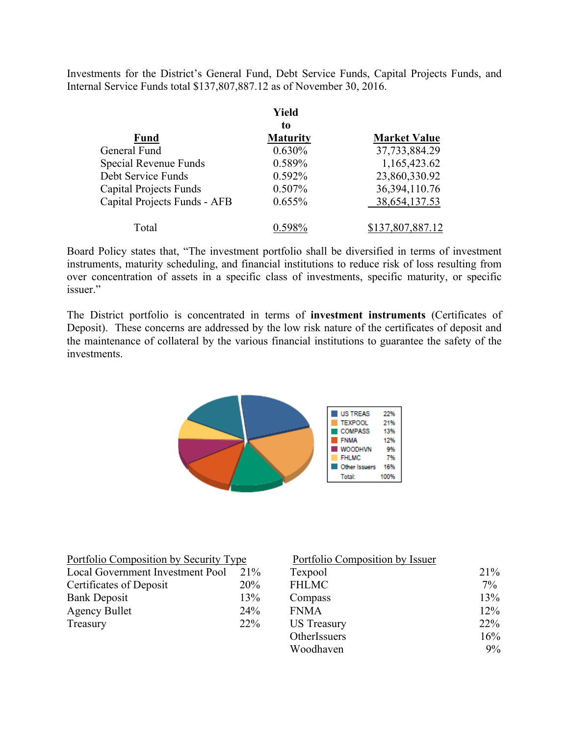Investments for the District's General Fund, Debt Service Funds, Capital Projects Funds, and Internal Service Funds total $137,807,887.12 as of November 30, 2016.

| Fund | Yield to Maturity | Market Value |
|---|---|---|
| General Fund | 0.630% | 37,733,884.29 |
| Special Revenue Funds | 0.589% | 1,165,423.62 |
| Debt Service Funds | 0.592% | 23,860,330.92 |
| Capital Projects Funds | 0.507% | 36,394,110.76 |
| Capital Projects Funds - AFB | 0.655% | 38,654,137.53 |
| Total | 0.598% | $137,807,887.12 |

Board Policy states that, "The investment portfolio shall be diversified in terms of investment instruments, maturity scheduling, and financial institutions to reduce risk of loss resulting from over concentration of assets in a specific class of investments, specific maturity, or specific issuer."

The District portfolio is concentrated in terms of **investment instruments** (Certificates of Deposit). These concerns are addressed by the low risk nature of the certificates of deposit and the maintenance of collateral by the various financial institutions to guarantee the safety of the investments.

| | |
|---|---|
| US TREAS | 22% |
| TEXPOOL | 21% |
| COMPASS | 13% |
| FNMA | 12% |
| WOODHVN | 9% |
| FHLMC | 7% |
| Other Issuers | 16% |
| Total: | 100% |

| Portfolio Composition by Security Type | |
|---|---|
| Local Government Investment Pool | 21% |
| Certificates of Deposit | 20% |
| Bank Deposit | 13% |
| Agency Bullet | 24% |
| Treasury | 22% |

| Portfolio Composition by Issuer | |
|---|---|
| Texpool | 21% |
| FHLMC | 7% |
| Compass | 13% |
| FNMA | 12% |
| US Treasury | 22% |
| OtherIssuers | 16% |
| Woodhaven | 9% |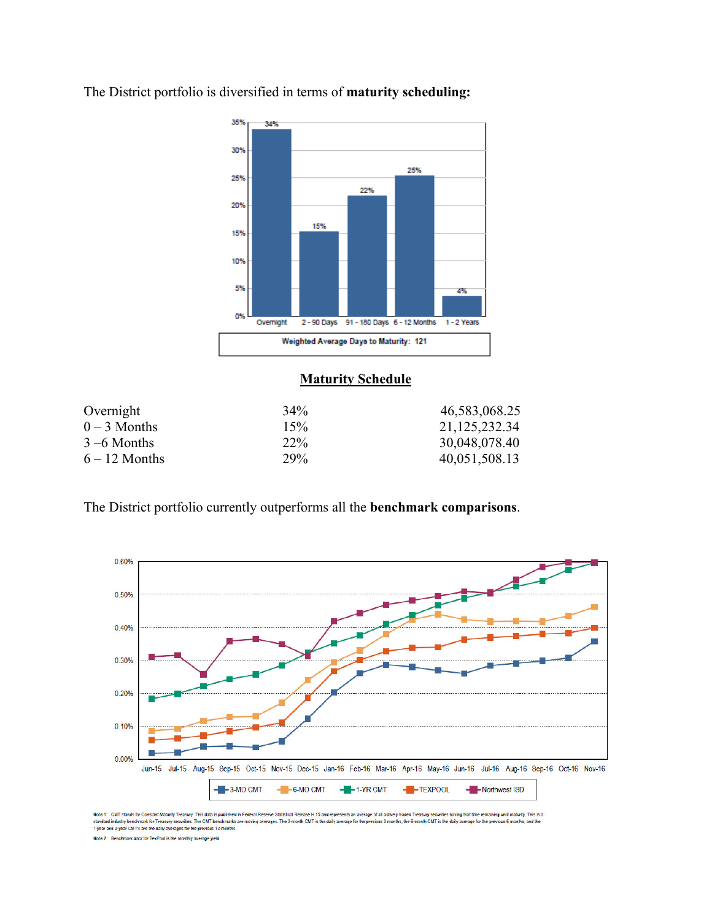The District portfolio is diversified in terms of **maturity scheduling:**

## Maturity Schedule

| | | |
|---|---|---|
| Overnight | 34% | 46,583,068.25 |
| 0 – 3 Months | 15% | 21,125,232.34 |
| 3 –6 Months | 22% | 30,048,078.40 |
| 6 – 12 Months | 29% | 40,051,508.13 |

The District portfolio currently outperforms all the **benchmark comparisons**.

Note 1: CMT stands for Constant Maturity Treasury. This data is published in Federal Reserve Statistical Release H.15 and represents an average of all actively traded Treasury securities having that time remaining until maturity. This is a standard industry benchmark for Treasury securities. The CMT benchmarks are moving averages. The 3-month CMT is the daily average for the previous 3 months, the 6-month CMT is the daily average for the previous 6 months, and the 1-year and 2-year CMT's are the daily averages for the previous 12-months.

Note 2: Benchmark data for TexPool is the monthly average yield.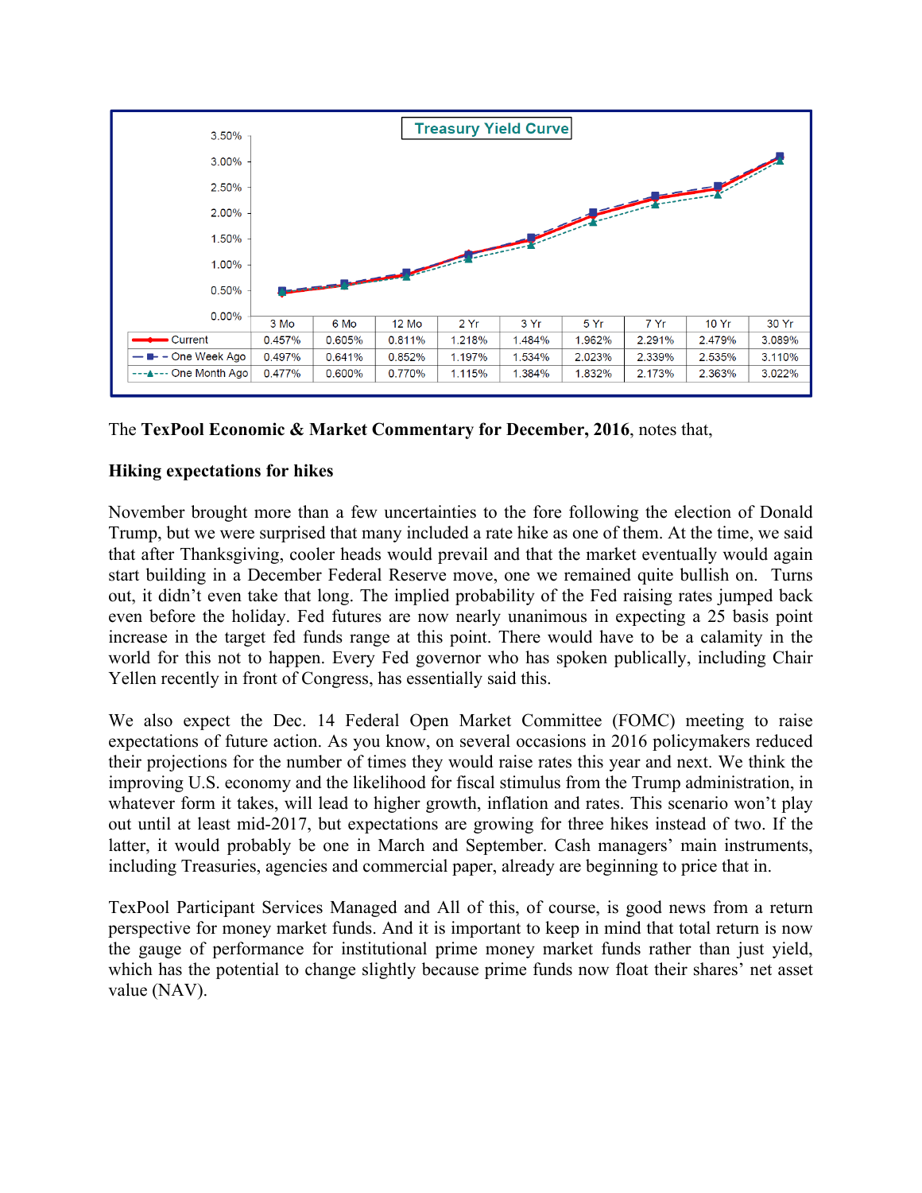**Treasury Yield Curve**

| | 3 Mo | 6 Mo | 12 Mo | 2 Yr | 3 Yr | 5 Yr | 7 Yr | 10 Yr | 30 Yr |
|---|---|---|---|---|---|---|---|---|---|
| Current | 0.457% | 0.605% | 0.811% | 1.218% | 1.484% | 1.962% | 2.291% | 2.479% | 3.089% |
| One Week Ago | 0.497% | 0.641% | 0.852% | 1.197% | 1.534% | 2.023% | 2.339% | 2.535% | 3.110% |
| One Month Ago | 0.477% | 0.600% | 0.770% | 1.115% | 1.384% | 1.832% | 2.173% | 2.363% | 3.022% |

The **TexPool Economic & Market Commentary for December, 2016**, notes that,

**Hiking expectations for hikes**

November brought more than a few uncertainties to the fore following the election of Donald Trump, but we were surprised that many included a rate hike as one of them. At the time, we said that after Thanksgiving, cooler heads would prevail and that the market eventually would again start building in a December Federal Reserve move, one we remained quite bullish on. Turns out, it didn't even take that long. The implied probability of the Fed raising rates jumped back even before the holiday. Fed futures are now nearly unanimous in expecting a 25 basis point increase in the target fed funds range at this point. There would have to be a calamity in the world for this not to happen. Every Fed governor who has spoken publically, including Chair Yellen recently in front of Congress, has essentially said this.

We also expect the Dec. 14 Federal Open Market Committee (FOMC) meeting to raise expectations of future action. As you know, on several occasions in 2016 policymakers reduced their projections for the number of times they would raise rates this year and next. We think the improving U.S. economy and the likelihood for fiscal stimulus from the Trump administration, in whatever form it takes, will lead to higher growth, inflation and rates. This scenario won't play out until at least mid-2017, but expectations are growing for three hikes instead of two. If the latter, it would probably be one in March and September. Cash managers' main instruments, including Treasuries, agencies and commercial paper, already are beginning to price that in.

TexPool Participant Services Managed and All of this, of course, is good news from a return perspective for money market funds. And it is important to keep in mind that total return is now the gauge of performance for institutional prime money market funds rather than just yield, which has the potential to change slightly because prime funds now float their shares' net asset value (NAV).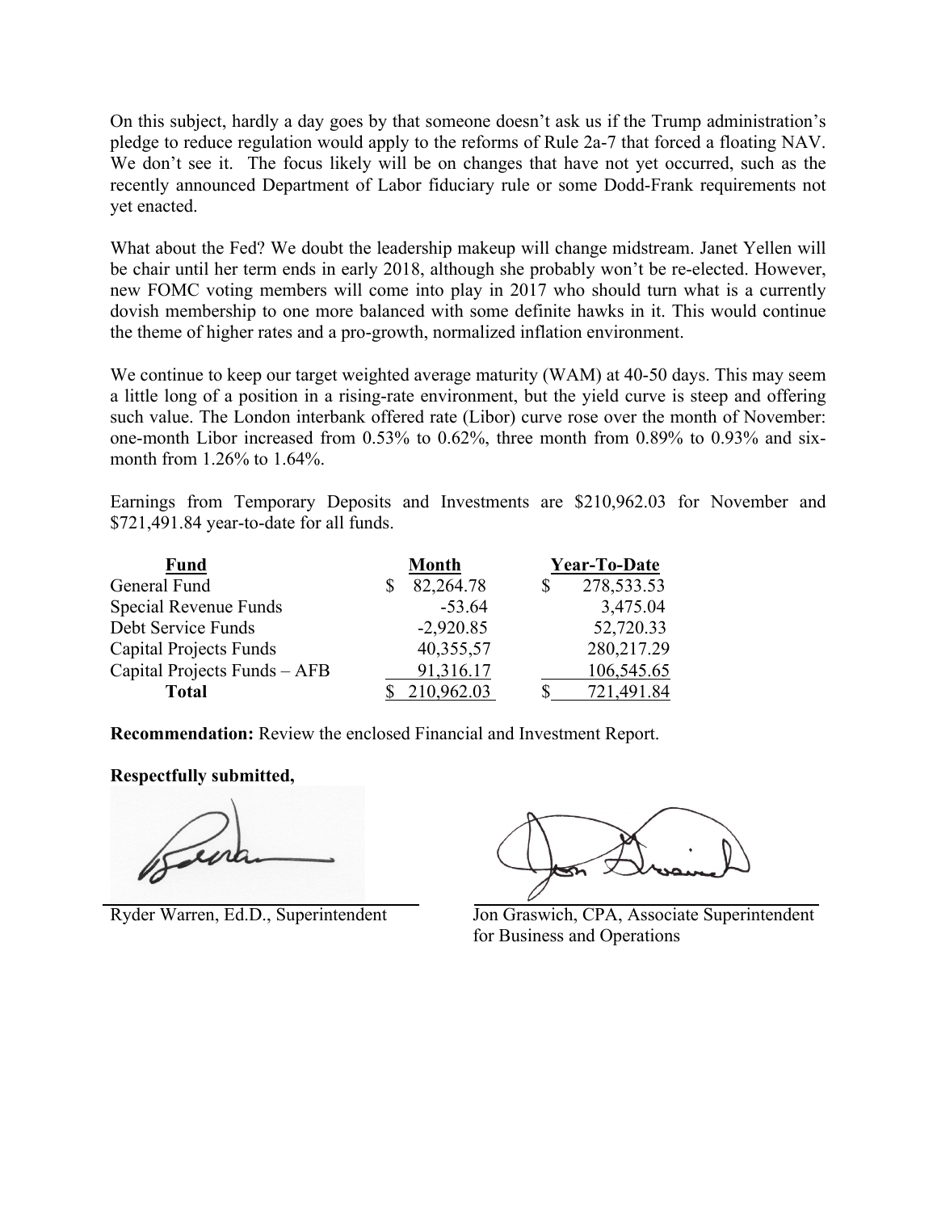On this subject, hardly a day goes by that someone doesn't ask us if the Trump administration's pledge to reduce regulation would apply to the reforms of Rule 2a-7 that forced a floating NAV. We don't see it. The focus likely will be on changes that have not yet occurred, such as the recently announced Department of Labor fiduciary rule or some Dodd-Frank requirements not yet enacted.

What about the Fed? We doubt the leadership makeup will change midstream. Janet Yellen will be chair until her term ends in early 2018, although she probably won't be re-elected. However, new FOMC voting members will come into play in 2017 who should turn what is a currently dovish membership to one more balanced with some definite hawks in it. This would continue the theme of higher rates and a pro-growth, normalized inflation environment.

We continue to keep our target weighted average maturity (WAM) at 40-50 days. This may seem a little long of a position in a rising-rate environment, but the yield curve is steep and offering such value. The London interbank offered rate (Libor) curve rose over the month of November: one-month Libor increased from 0.53% to 0.62%, three month from 0.89% to 0.93% and six-month from 1.26% to 1.64%.

Earnings from Temporary Deposits and Investments are $210,962.03 for November and $721,491.84 year-to-date for all funds.

| Fund | Month | Year-To-Date |
| --- | --- | --- |
| General Fund | $ 82,264.78 | $ 278,533.53 |
| Special Revenue Funds | -53.64 | 3,475.04 |
| Debt Service Funds | -2,920.85 | 52,720.33 |
| Capital Projects Funds | 40,355,57 | 280,217.29 |
| Capital Projects Funds – AFB | 91,316.17 | 106,545.65 |
| **Total** | $ 210,962.03 | $ 721,491.84 |

**Recommendation:** Review the enclosed Financial and Investment Report.

**Respectfully submitted,**

Ryder Warren, Ed.D., Superintendent

Jon Graswich, CPA, Associate Superintendent for Business and Operations